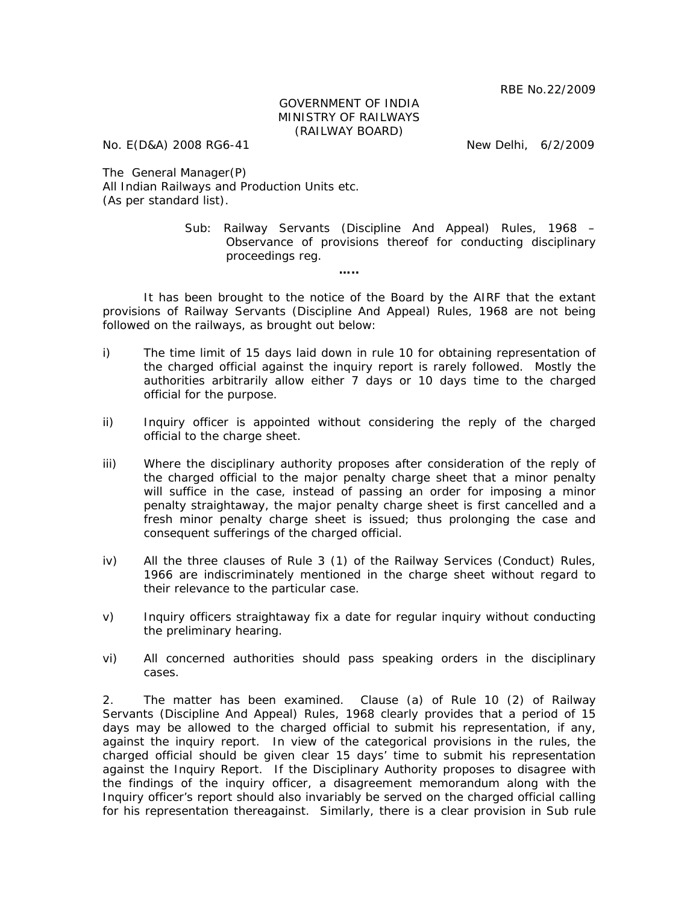RBE No.22/2009

GOVERNMENT OF INDIA
MINISTRY OF RAILWAYS
(RAILWAY BOARD)

No. E(D&A) 2008 RG6-41 New Delhi, 6/2/2009

The General Manager(P)
All Indian Railways and Production Units etc.
(As per standard list).

Sub: Railway Servants (Discipline And Appeal) Rules, 1968 – Observance of provisions thereof for conducting disciplinary proceedings reg.

.....

It has been brought to the notice of the Board by the AIRF that the extant provisions of Railway Servants (Discipline And Appeal) Rules, 1968 are not being followed on the railways, as brought out below:

i) The time limit of 15 days laid down in rule 10 for obtaining representation of the charged official against the inquiry report is rarely followed. Mostly the authorities arbitrarily allow either 7 days or 10 days time to the charged official for the purpose.

ii) Inquiry officer is appointed without considering the reply of the charged official to the charge sheet.

iii) Where the disciplinary authority proposes after consideration of the reply of the charged official to the major penalty charge sheet that a minor penalty will suffice in the case, instead of passing an order for imposing a minor penalty straightaway, the major penalty charge sheet is first cancelled and a fresh minor penalty charge sheet is issued; thus prolonging the case and consequent sufferings of the charged official.

iv) All the three clauses of Rule 3 (1) of the Railway Services (Conduct) Rules, 1966 are indiscriminately mentioned in the charge sheet without regard to their relevance to the particular case.

v) Inquiry officers straightaway fix a date for regular inquiry without conducting the preliminary hearing.

vi) All concerned authorities should pass speaking orders in the disciplinary cases.

2. The matter has been examined. Clause (a) of Rule 10 (2) of Railway Servants (Discipline And Appeal) Rules, 1968 clearly provides that a period of 15 days may be allowed to the charged official to submit his representation, if any, against the inquiry report. In view of the categorical provisions in the rules, the charged official should be given clear 15 days' time to submit his representation against the Inquiry Report. If the Disciplinary Authority proposes to disagree with the findings of the inquiry officer, a disagreement memorandum along with the Inquiry officer's report should also invariably be served on the charged official calling for his representation thereagainst. Similarly, there is a clear provision in Sub rule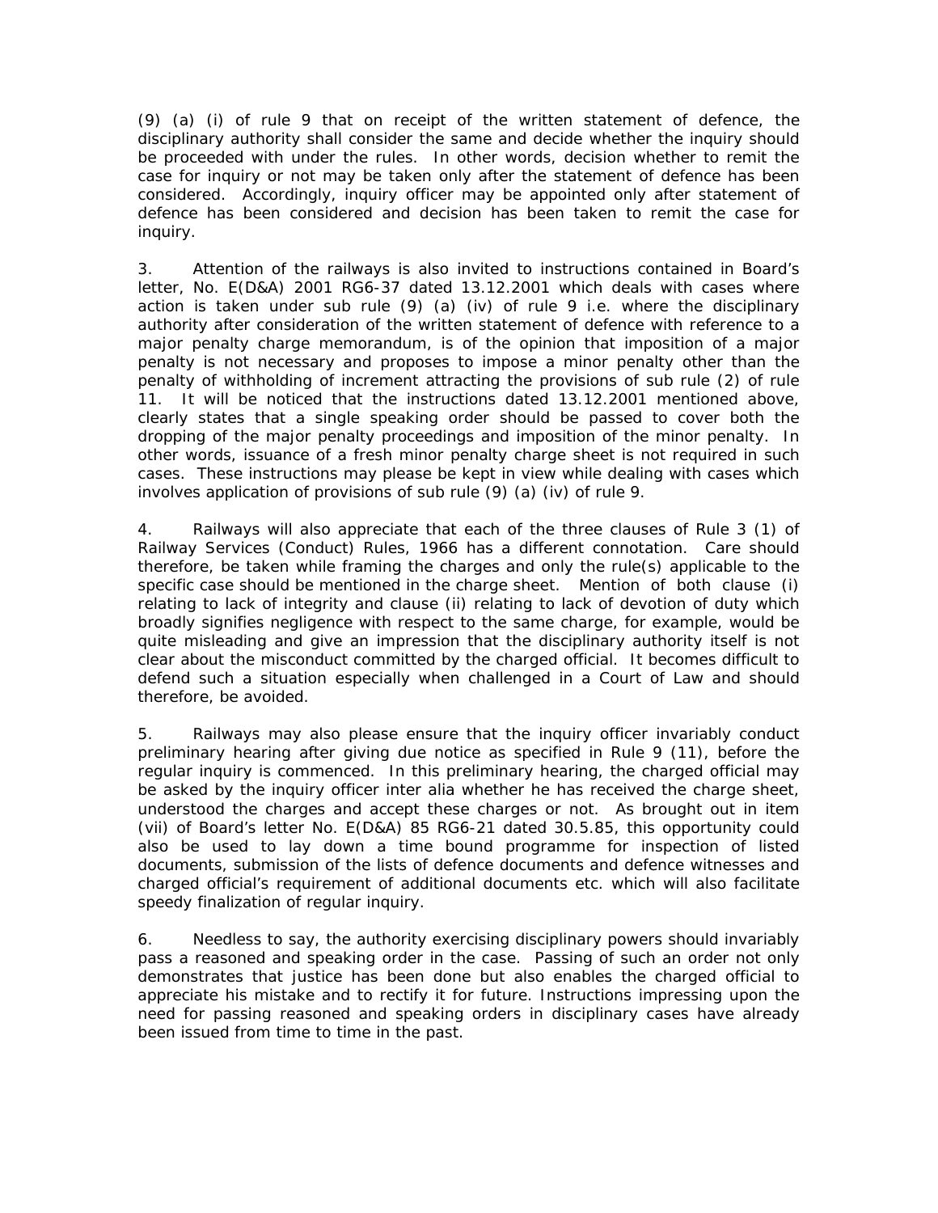(9) (a) (i) of rule 9 that on receipt of the written statement of defence, the disciplinary authority shall consider the same and decide whether the inquiry should be proceeded with under the rules. In other words, decision whether to remit the case for inquiry or not may be taken only after the statement of defence has been considered. Accordingly, inquiry officer may be appointed only after statement of defence has been considered and decision has been taken to remit the case for inquiry.

3. Attention of the railways is also invited to instructions contained in Board's letter, No. E(D&A) 2001 RG6-37 dated 13.12.2001 which deals with cases where action is taken under sub rule (9) (a) (iv) of rule 9 i.e. where the disciplinary authority after consideration of the written statement of defence with reference to a major penalty charge memorandum, is of the opinion that imposition of a major penalty is not necessary and proposes to impose a minor penalty other than the penalty of withholding of increment attracting the provisions of sub rule (2) of rule 11. It will be noticed that the instructions dated 13.12.2001 mentioned above, clearly states that a single speaking order should be passed to cover both the dropping of the major penalty proceedings and imposition of the minor penalty. In other words, issuance of a fresh minor penalty charge sheet is not required in such cases. These instructions may please be kept in view while dealing with cases which involves application of provisions of sub rule (9) (a) (iv) of rule 9.

4. Railways will also appreciate that each of the three clauses of Rule 3 (1) of Railway Services (Conduct) Rules, 1966 has a different connotation. Care should therefore, be taken while framing the charges and only the rule(s) applicable to the specific case should be mentioned in the charge sheet. Mention of both clause (i) relating to lack of integrity and clause (ii) relating to lack of devotion of duty which broadly signifies negligence with respect to the same charge, for example, would be quite misleading and give an impression that the disciplinary authority itself is not clear about the misconduct committed by the charged official. It becomes difficult to defend such a situation especially when challenged in a Court of Law and should therefore, be avoided.

5. Railways may also please ensure that the inquiry officer invariably conduct preliminary hearing after giving due notice as specified in Rule 9 (11), before the regular inquiry is commenced. In this preliminary hearing, the charged official may be asked by the inquiry officer inter alia whether he has received the charge sheet, understood the charges and accept these charges or not. As brought out in item (vii) of Board's letter No. E(D&A) 85 RG6-21 dated 30.5.85, this opportunity could also be used to lay down a time bound programme for inspection of listed documents, submission of the lists of defence documents and defence witnesses and charged official's requirement of additional documents etc. which will also facilitate speedy finalization of regular inquiry.

6. Needless to say, the authority exercising disciplinary powers should invariably pass a reasoned and speaking order in the case. Passing of such an order not only demonstrates that justice has been done but also enables the charged official to appreciate his mistake and to rectify it for future. Instructions impressing upon the need for passing reasoned and speaking orders in disciplinary cases have already been issued from time to time in the past.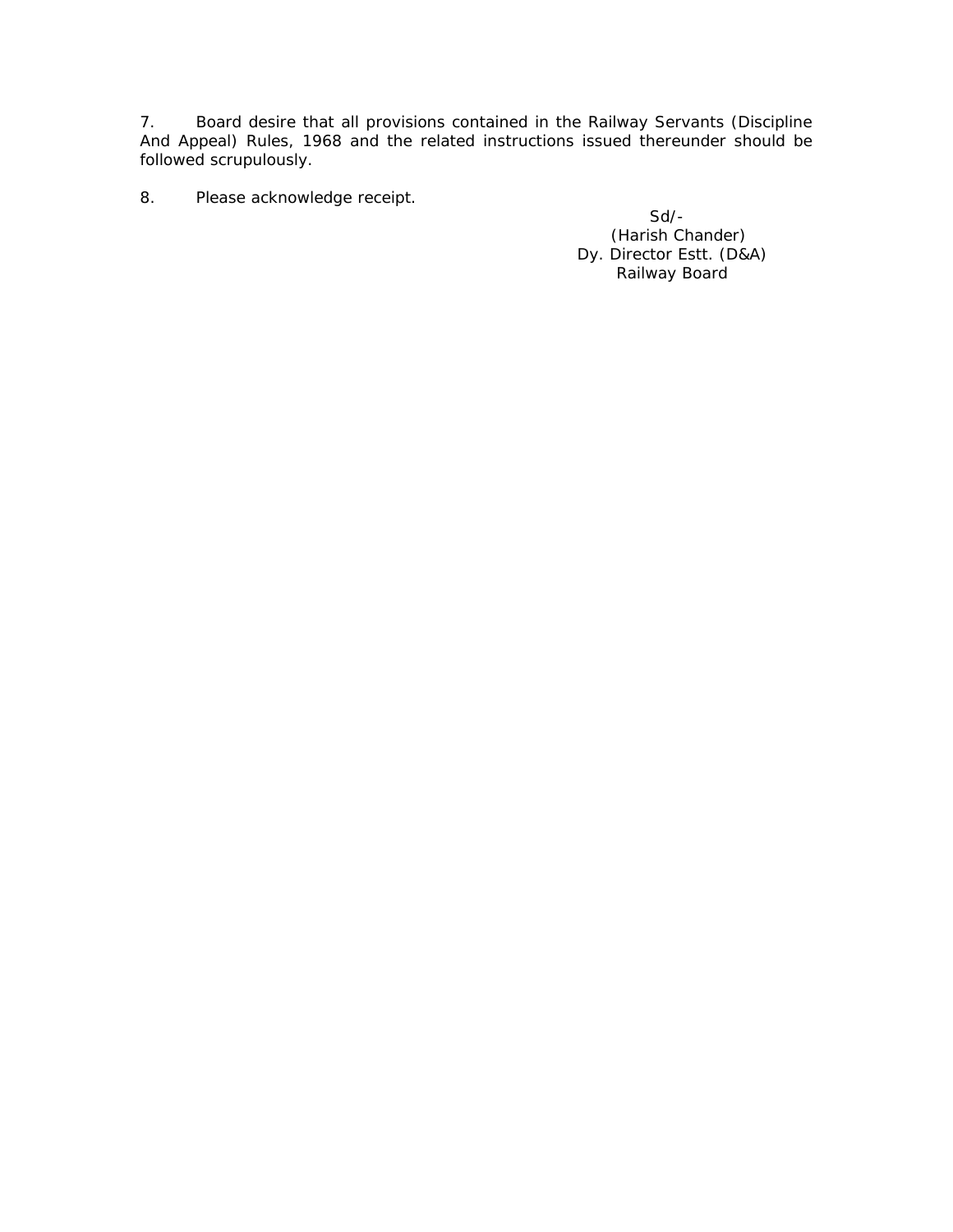7. Board desire that all provisions contained in the Railway Servants (Discipline And Appeal) Rules, 1968 and the related instructions issued thereunder should be followed scrupulously.

8. Please acknowledge receipt.

Sd/-  
(Harish Chander)  
Dy. Director Estt. (D&A)  
Railway Board